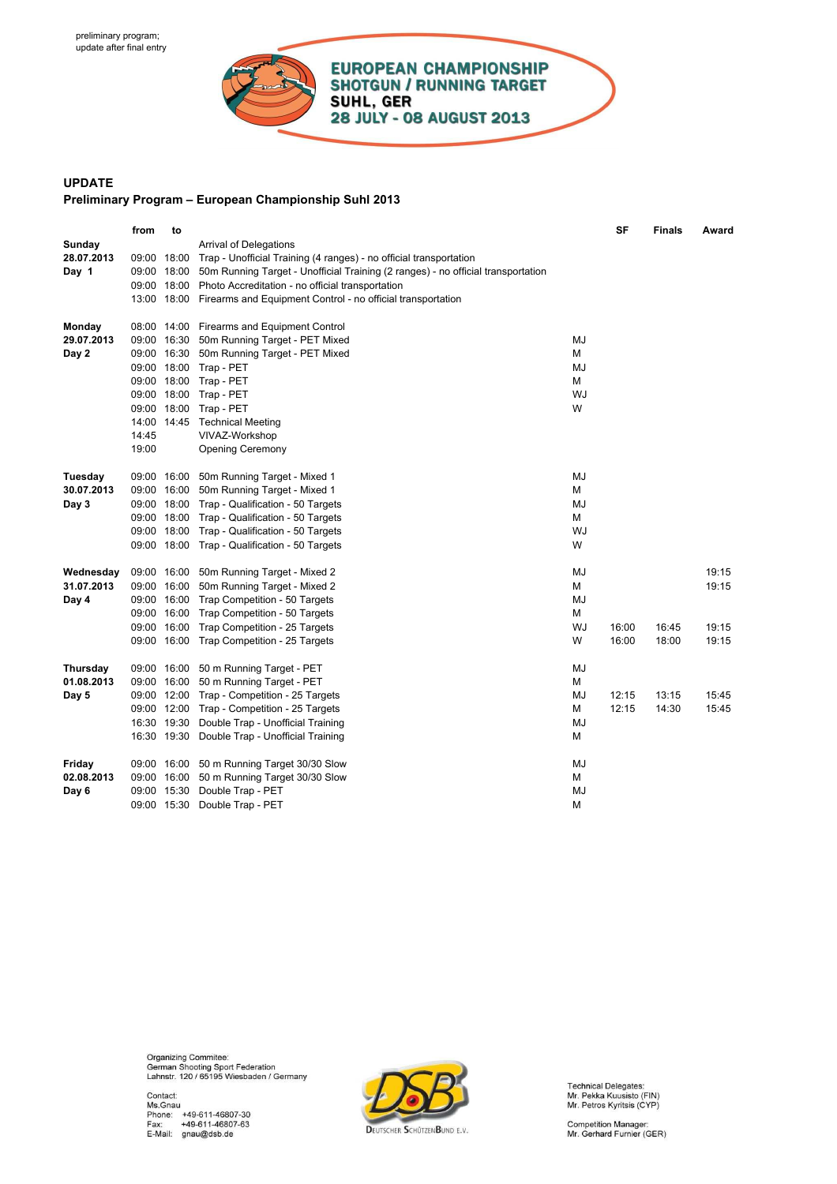preliminary program;
update after final entry

**EUROPEAN CHAMPIONSHIP**
**SHOTGUN / RUNNING TARGET**
**SUHL, GER**
**28 JULY - 08 AUGUST 2013**

## UPDATE
## Preliminary Program – European Championship Suhl 2013

| | from | to | | | SF | Finals | Award |
|---|---|---|---|---|---|---|---|
| **Sunday** | | | Arrival of Delegations | | | | |
| **28.07.2013** | 09:00 | 18:00 | Trap - Unofficial Training (4 ranges) - no official transportation | | | | |
| **Day 1** | 09:00 | 18:00 | 50m Running Target - Unofficial Training (2 ranges) - no official transportation | | | | |
| | 09:00 | 18:00 | Photo Accreditation - no official transportation | | | | |
| | 13:00 | 18:00 | Firearms and Equipment Control - no official transportation | | | | |
| **Monday** | 08:00 | 14:00 | Firearms and Equipment Control | | | | |
| **29.07.2013** | 09:00 | 16:30 | 50m Running Target - PET Mixed | MJ | | | |
| **Day 2** | 09:00 | 16:30 | 50m Running Target - PET Mixed | M | | | |
| | 09:00 | 18:00 | Trap - PET | MJ | | | |
| | 09:00 | 18:00 | Trap - PET | M | | | |
| | 09:00 | 18:00 | Trap - PET | WJ | | | |
| | 09:00 | 18:00 | Trap - PET | W | | | |
| | 14:00 | 14:45 | Technical Meeting | | | | |
| | 14:45 | | VIVAZ-Workshop | | | | |
| | 19:00 | | Opening Ceremony | | | | |
| **Tuesday** | 09:00 | 16:00 | 50m Running Target - Mixed 1 | MJ | | | |
| **30.07.2013** | 09:00 | 16:00 | 50m Running Target - Mixed 1 | M | | | |
| **Day 3** | 09:00 | 18:00 | Trap - Qualification - 50 Targets | MJ | | | |
| | 09:00 | 18:00 | Trap - Qualification - 50 Targets | M | | | |
| | 09:00 | 18:00 | Trap - Qualification - 50 Targets | WJ | | | |
| | 09:00 | 18:00 | Trap - Qualification - 50 Targets | W | | | |
| **Wednesday** | 09:00 | 16:00 | 50m Running Target - Mixed 2 | MJ | | | 19:15 |
| **31.07.2013** | 09:00 | 16:00 | 50m Running Target - Mixed 2 | M | | | 19:15 |
| **Day 4** | 09:00 | 16:00 | Trap Competition - 50 Targets | MJ | | | |
| | 09:00 | 16:00 | Trap Competition - 50 Targets | M | | | |
| | 09:00 | 16:00 | Trap Competition - 25 Targets | WJ | 16:00 | 16:45 | 19:15 |
| | 09:00 | 16:00 | Trap Competition - 25 Targets | W | 16:00 | 18:00 | 19:15 |
| **Thursday** | 09:00 | 16:00 | 50 m Running Target - PET | MJ | | | |
| **01.08.2013** | 09:00 | 16:00 | 50 m Running Target - PET | M | | | |
| **Day 5** | 09:00 | 12:00 | Trap - Competition - 25 Targets | MJ | 12:15 | 13:15 | 15:45 |
| | 09:00 | 12:00 | Trap - Competition - 25 Targets | M | 12:15 | 14:30 | 15:45 |
| | 16:30 | 19:30 | Double Trap - Unofficial Training | MJ | | | |
| | 16:30 | 19:30 | Double Trap - Unofficial Training | M | | | |
| **Friday** | 09:00 | 16:00 | 50 m Running Target 30/30 Slow | MJ | | | |
| **02.08.2013** | 09:00 | 16:00 | 50 m Running Target 30/30 Slow | M | | | |
| **Day 6** | 09:00 | 15:30 | Double Trap - PET | MJ | | | |
| | 09:00 | 15:30 | Double Trap - PET | M | | | |

Organizing Commitee:
German Shooting Sport Federation
Lahnstr. 120 / 65195 Wiesbaden / Germany

Contact:
Ms.Gnau
Phone: +49-611-46807-30
Fax: +49-611-46807-63
E-Mail: gnau@dsb.de

DSB
Deutscher Schützenbund e.V.

Technical Delegates:
Mr. Pekka Kuusisto (FIN)
Mr. Petros Kyritsis (CYP)

Competition Manager:
Mr. Gerhard Furnier (GER)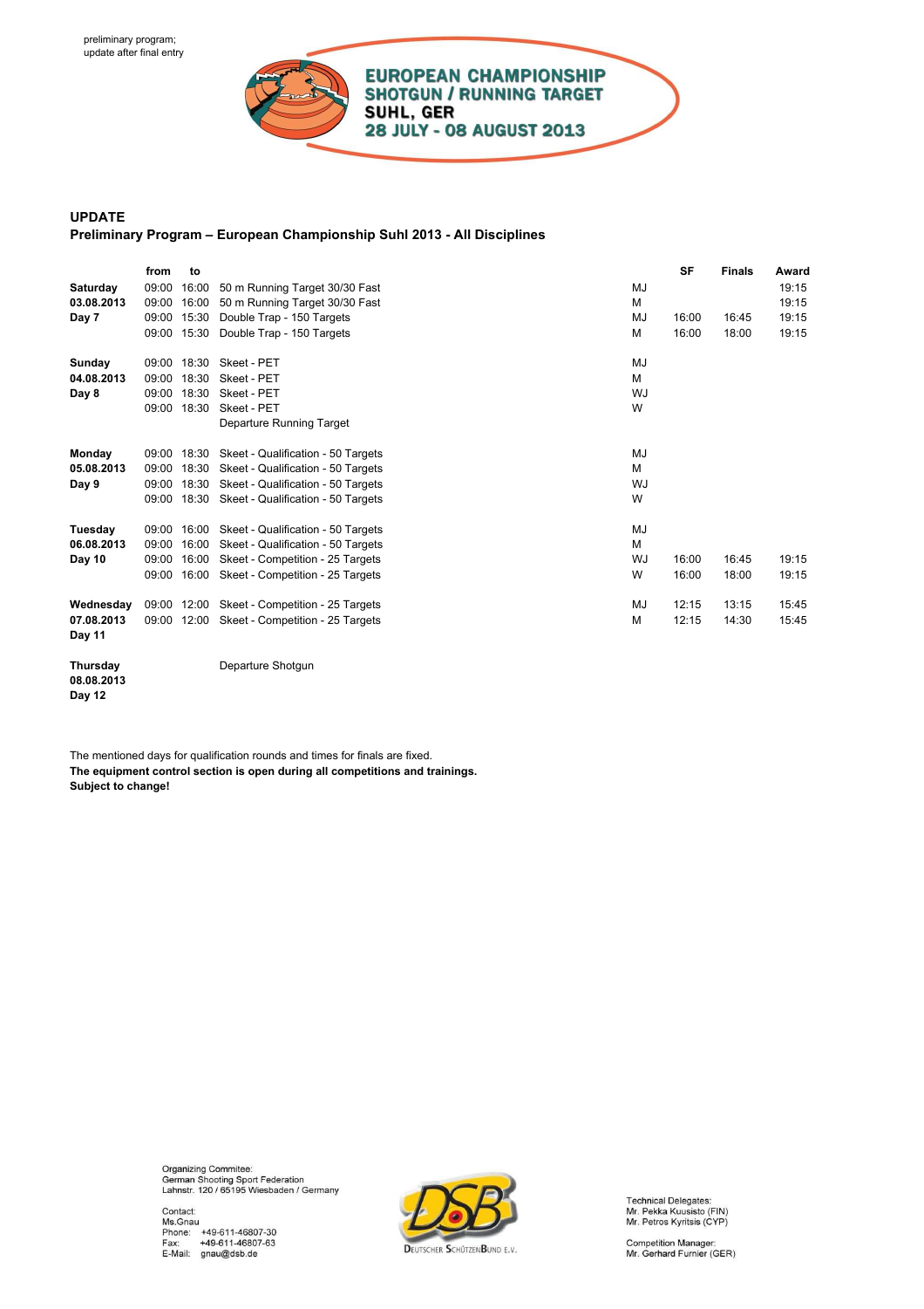preliminary program;
update after final entry

**EUROPEAN CHAMPIONSHIP**
**SHOTGUN / RUNNING TARGET**
**SUHL, GER**
**28 JULY - 08 AUGUST 2013**

## UPDATE

### Preliminary Program – European Championship Suhl 2013 - All Disciplines

| | from | to | | | SF | Finals | Award |
|---|---|---|---|---|---|---|---|
| **Saturday** | 09:00 | 16:00 | 50 m Running Target 30/30 Fast | MJ | | | 19:15 |
| **03.08.2013** | 09:00 | 16:00 | 50 m Running Target 30/30 Fast | M | | | 19:15 |
| **Day 7** | 09:00 | 15:30 | Double Trap - 150 Targets | MJ | 16:00 | 16:45 | 19:15 |
| | 09:00 | 15:30 | Double Trap - 150 Targets | M | 16:00 | 18:00 | 19:15 |
| **Sunday** | 09:00 | 18:30 | Skeet - PET | MJ | | | |
| **04.08.2013** | 09:00 | 18:30 | Skeet - PET | M | | | |
| **Day 8** | 09:00 | 18:30 | Skeet - PET | WJ | | | |
| | 09:00 | 18:30 | Skeet - PET | W | | | |
| | | | Departure Running Target | | | | |
| **Monday** | 09:00 | 18:30 | Skeet - Qualification - 50 Targets | MJ | | | |
| **05.08.2013** | 09:00 | 18:30 | Skeet - Qualification - 50 Targets | M | | | |
| **Day 9** | 09:00 | 18:30 | Skeet - Qualification - 50 Targets | WJ | | | |
| | 09:00 | 18:30 | Skeet - Qualification - 50 Targets | W | | | |
| **Tuesday** | 09:00 | 16:00 | Skeet - Qualification - 50 Targets | MJ | | | |
| **06.08.2013** | 09:00 | 16:00 | Skeet - Qualification - 50 Targets | M | | | |
| **Day 10** | 09:00 | 16:00 | Skeet - Competition - 25 Targets | WJ | 16:00 | 16:45 | 19:15 |
| | 09:00 | 16:00 | Skeet - Competition - 25 Targets | W | 16:00 | 18:00 | 19:15 |
| **Wednesday** | 09:00 | 12:00 | Skeet - Competition - 25 Targets | MJ | 12:15 | 13:15 | 15:45 |
| **07.08.2013** | 09:00 | 12:00 | Skeet - Competition - 25 Targets | M | 12:15 | 14:30 | 15:45 |
| **Day 11** | | | | | | | |
| **Thursday** | | | Departure Shotgun | | | | |
| **08.08.2013** | | | | | | | |
| **Day 12** | | | | | | | |

The mentioned days for qualification rounds and times for finals are fixed.
**The equipment control section is open during all competitions and trainings.**
**Subject to change!**

Organizing Commitee:
German Shooting Sport Federation
Lahnstr. 120 / 65195 Wiesbaden / Germany

Contact:
Ms.Gnau
Phone: +49-611-46807-30
Fax: +49-611-46807-63
E-Mail: gnau@dsb.de

DEUTSCHER SCHÜTZENBUND E.V.

Technical Delegates:
Mr. Pekka Kuusisto (FIN)
Mr. Petros Kyritsis (CYP)

Competition Manager:
Mr. Gerhard Furnier (GER)